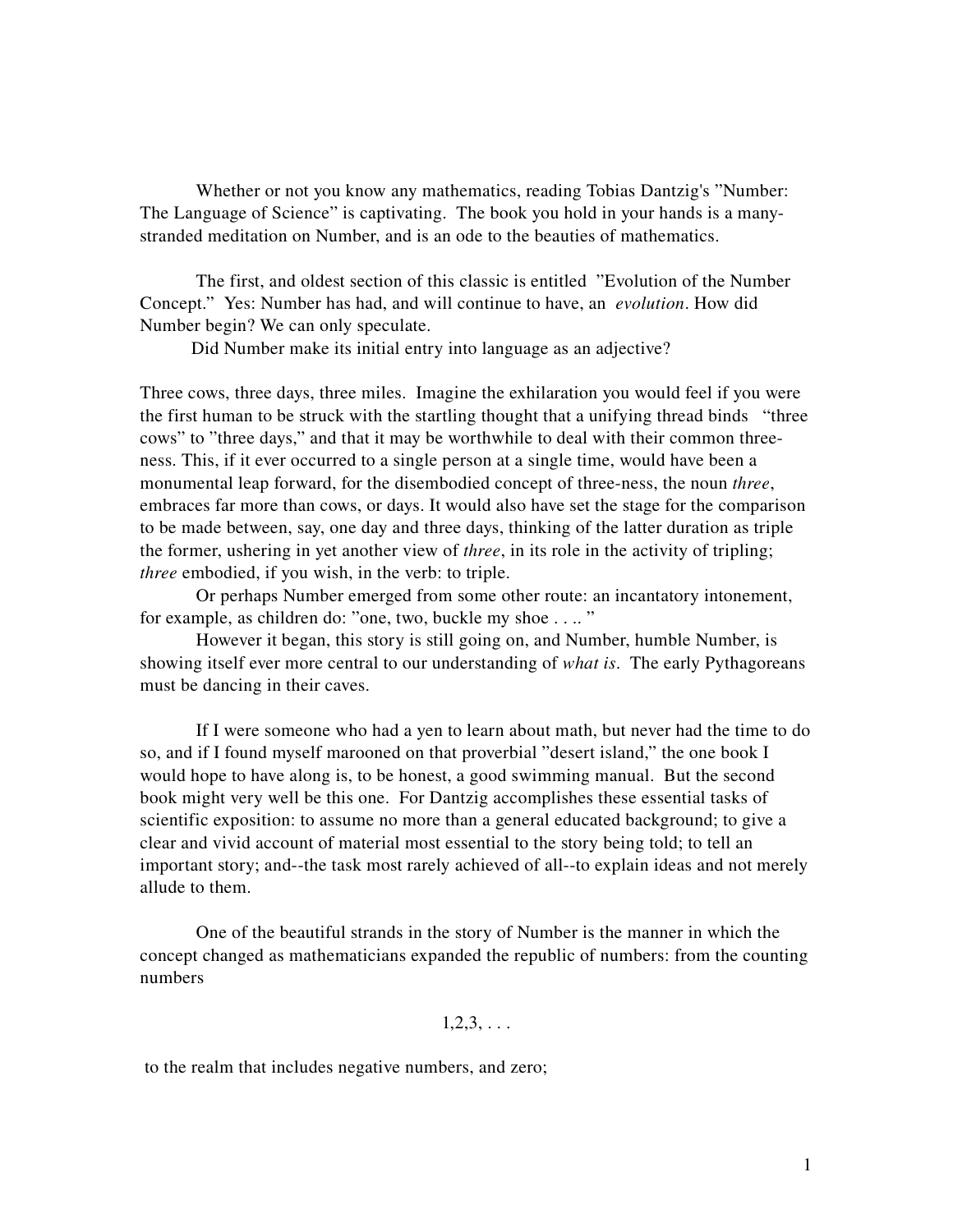Whether or not you know any mathematics, reading Tobias Dantzig's "Number: The Language of Science" is captivating. The book you hold in your hands is a many-stranded meditation on Number, and is an ode to the beauties of mathematics.

The first, and oldest section of this classic is entitled "Evolution of the Number Concept." Yes: Number has had, and will continue to have, an *evolution*. How did Number begin? We can only speculate.

Did Number make its initial entry into language as an adjective?

Three cows, three days, three miles. Imagine the exhilaration you would feel if you were the first human to be struck with the startling thought that a unifying thread binds "three cows" to "three days," and that it may be worthwhile to deal with their common three-ness. This, if it ever occurred to a single person at a single time, would have been a monumental leap forward, for the disembodied concept of three-ness, the noun *three*, embraces far more than cows, or days. It would also have set the stage for the comparison to be made between, say, one day and three days, thinking of the latter duration as triple the former, ushering in yet another view of *three*, in its role in the activity of tripling; *three* embodied, if you wish, in the verb: to triple.

Or perhaps Number emerged from some other route: an incantatory intonement, for example, as children do: "one, two, buckle my shoe . . .. "

However it began, this story is still going on, and Number, humble Number, is showing itself ever more central to our understanding of *what is*. The early Pythagoreans must be dancing in their caves.

If I were someone who had a yen to learn about math, but never had the time to do so, and if I found myself marooned on that proverbial "desert island," the one book I would hope to have along is, to be honest, a good swimming manual. But the second book might very well be this one. For Dantzig accomplishes these essential tasks of scientific exposition: to assume no more than a general educated background; to give a clear and vivid account of material most essential to the story being told; to tell an important story; and--the task most rarely achieved of all--to explain ideas and not merely allude to them.

One of the beautiful strands in the story of Number is the manner in which the concept changed as mathematicians expanded the republic of numbers: from the counting numbers

$$1, 2, 3, \ldots$$

to the realm that includes negative numbers, and zero;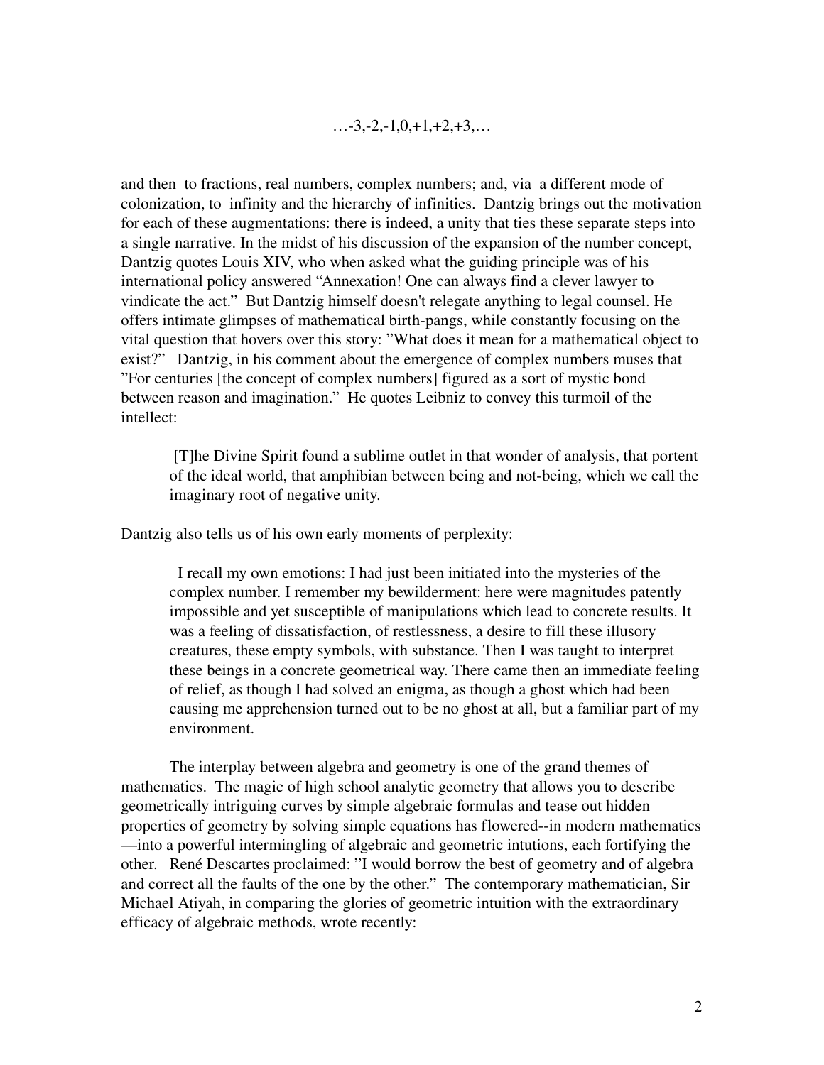$$\ldots -3, -2, -1, 0, +1, +2, +3, \ldots$$

and then to fractions, real numbers, complex numbers; and, via a different mode of colonization, to infinity and the hierarchy of infinities. Dantzig brings out the motivation for each of these augmentations: there is indeed, a unity that ties these separate steps into a single narrative. In the midst of his discussion of the expansion of the number concept, Dantzig quotes Louis XIV, who when asked what the guiding principle was of his international policy answered "Annexation! One can always find a clever lawyer to vindicate the act." But Dantzig himself doesn't relegate anything to legal counsel. He offers intimate glimpses of mathematical birth-pangs, while constantly focusing on the vital question that hovers over this story: "What does it mean for a mathematical object to exist?" Dantzig, in his comment about the emergence of complex numbers muses that "For centuries [the concept of complex numbers] figured as a sort of mystic bond between reason and imagination." He quotes Leibniz to convey this turmoil of the intellect:

> [T]he Divine Spirit found a sublime outlet in that wonder of analysis, that portent of the ideal world, that amphibian between being and not-being, which we call the imaginary root of negative unity.

Dantzig also tells us of his own early moments of perplexity:

> I recall my own emotions: I had just been initiated into the mysteries of the complex number. I remember my bewilderment: here were magnitudes patently impossible and yet susceptible of manipulations which lead to concrete results. It was a feeling of dissatisfaction, of restlessness, a desire to fill these illusory creatures, these empty symbols, with substance. Then I was taught to interpret these beings in a concrete geometrical way. There came then an immediate feeling of relief, as though I had solved an enigma, as though a ghost which had been causing me apprehension turned out to be no ghost at all, but a familiar part of my environment.

The interplay between algebra and geometry is one of the grand themes of mathematics. The magic of high school analytic geometry that allows you to describe geometrically intriguing curves by simple algebraic formulas and tease out hidden properties of geometry by solving simple equations has flowered--in modern mathematics—into a powerful intermingling of algebraic and geometric intutions, each fortifying the other. René Descartes proclaimed: "I would borrow the best of geometry and of algebra and correct all the faults of the one by the other." The contemporary mathematician, Sir Michael Atiyah, in comparing the glories of geometric intuition with the extraordinary efficacy of algebraic methods, wrote recently: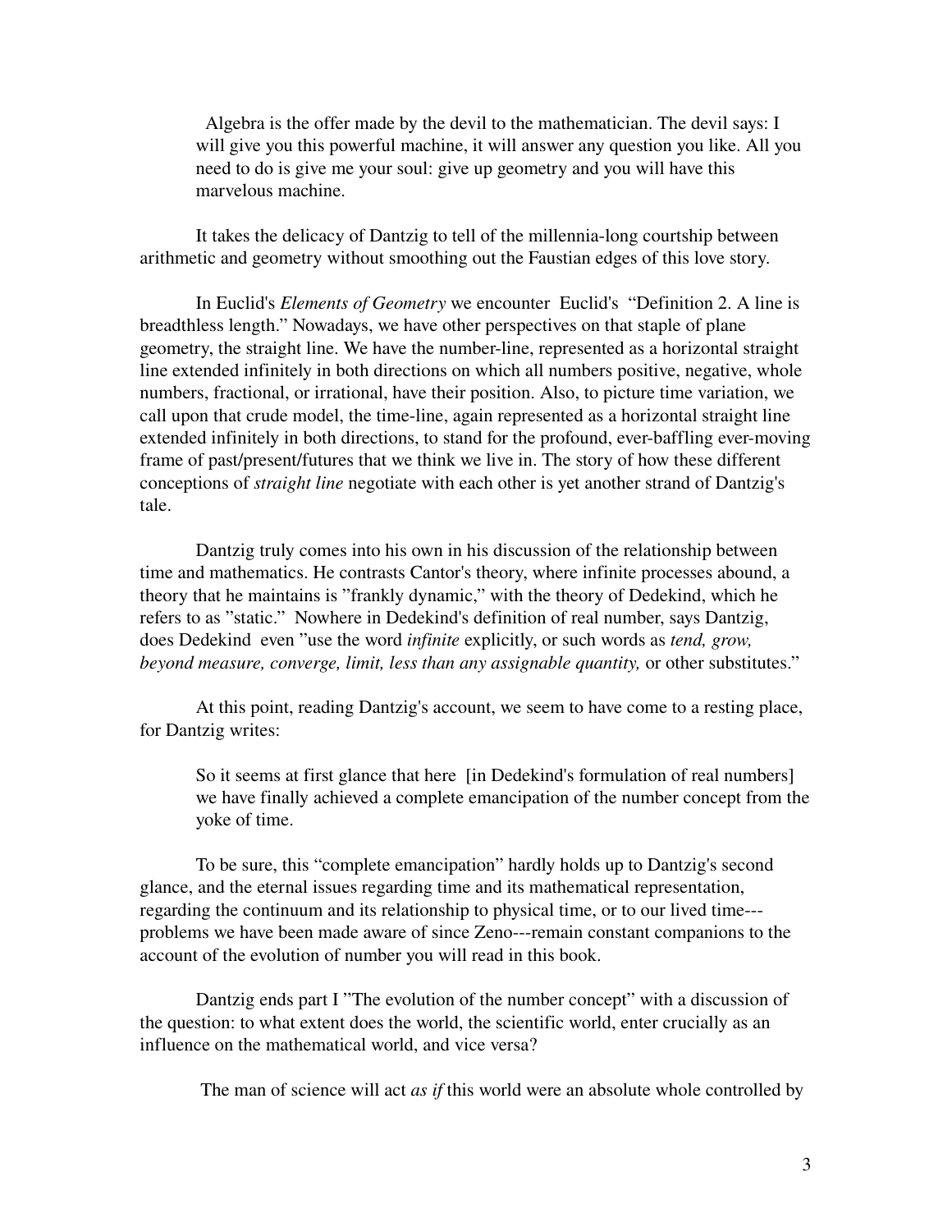> Algebra is the offer made by the devil to the mathematician. The devil says: I will give you this powerful machine, it will answer any question you like. All you need to do is give me your soul: give up geometry and you will have this marvelous machine.

It takes the delicacy of Dantzig to tell of the millennia-long courtship between arithmetic and geometry without smoothing out the Faustian edges of this love story.

In Euclid's *Elements of Geometry* we encounter Euclid's "Definition 2. A line is breadthless length." Nowadays, we have other perspectives on that staple of plane geometry, the straight line. We have the number-line, represented as a horizontal straight line extended infinitely in both directions on which all numbers positive, negative, whole numbers, fractional, or irrational, have their position. Also, to picture time variation, we call upon that crude model, the time-line, again represented as a horizontal straight line extended infinitely in both directions, to stand for the profound, ever-baffling ever-moving frame of past/present/futures that we think we live in. The story of how these different conceptions of *straight line* negotiate with each other is yet another strand of Dantzig's tale.

Dantzig truly comes into his own in his discussion of the relationship between time and mathematics. He contrasts Cantor's theory, where infinite processes abound, a theory that he maintains is "frankly dynamic," with the theory of Dedekind, which he refers to as "static." Nowhere in Dedekind's definition of real number, says Dantzig, does Dedekind even "use the word *infinite* explicitly, or such words as *tend, grow, beyond measure, converge, limit, less than any assignable quantity,* or other substitutes."

At this point, reading Dantzig's account, we seem to have come to a resting place, for Dantzig writes:

> So it seems at first glance that here [in Dedekind's formulation of real numbers] we have finally achieved a complete emancipation of the number concept from the yoke of time.

To be sure, this "complete emancipation" hardly holds up to Dantzig's second glance, and the eternal issues regarding time and its mathematical representation, regarding the continuum and its relationship to physical time, or to our lived time---problems we have been made aware of since Zeno---remain constant companions to the account of the evolution of number you will read in this book.

Dantzig ends part I "The evolution of the number concept" with a discussion of the question: to what extent does the world, the scientific world, enter crucially as an influence on the mathematical world, and vice versa?

> The man of science will act *as if* this world were an absolute whole controlled by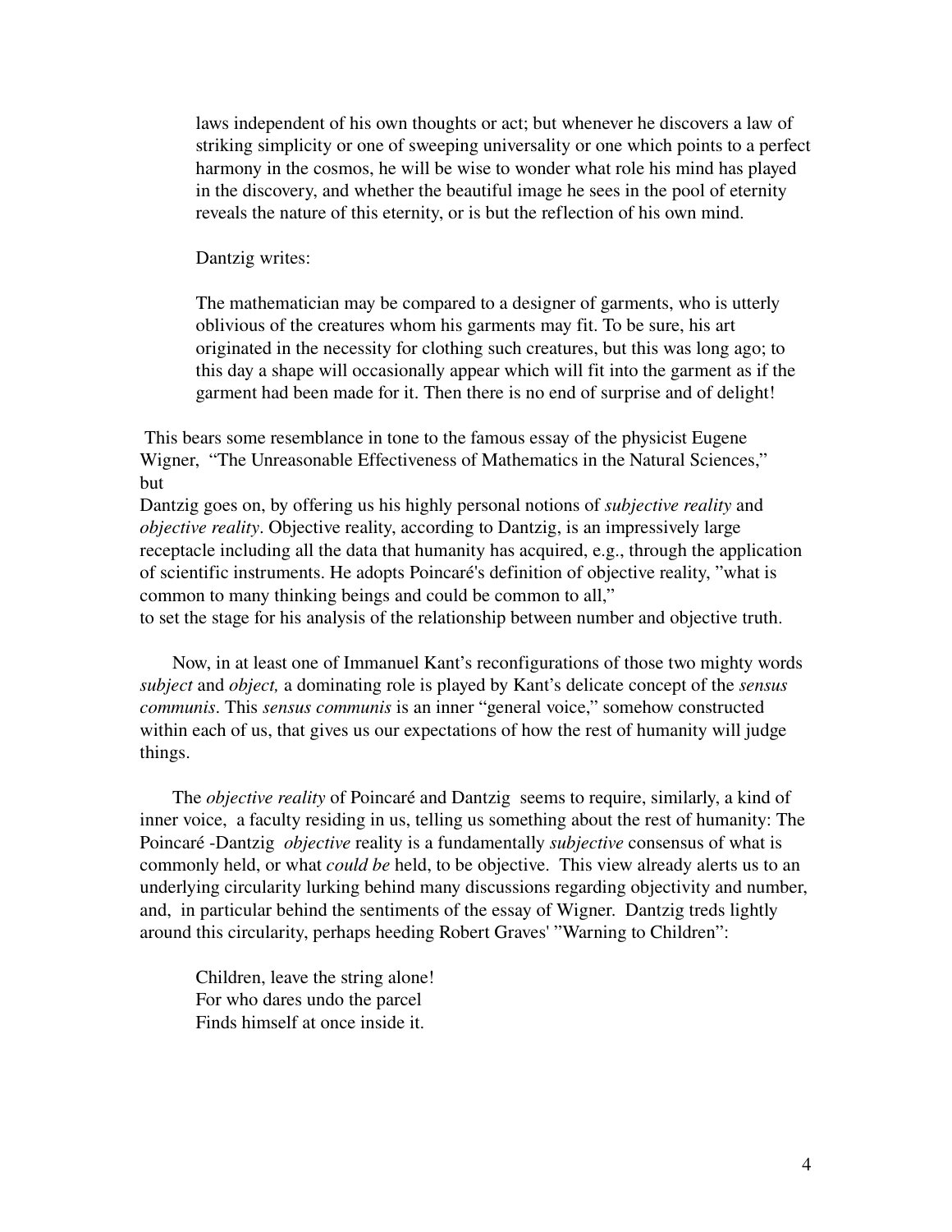> laws independent of his own thoughts or act; but whenever he discovers a law of striking simplicity or one of sweeping universality or one which points to a perfect harmony in the cosmos, he will be wise to wonder what role his mind has played in the discovery, and whether the beautiful image he sees in the pool of eternity reveals the nature of this eternity, or is but the reflection of his own mind.

Dantzig writes:

> The mathematician may be compared to a designer of garments, who is utterly oblivious of the creatures whom his garments may fit. To be sure, his art originated in the necessity for clothing such creatures, but this was long ago; to this day a shape will occasionally appear which will fit into the garment as if the garment had been made for it. Then there is no end of surprise and of delight!

This bears some resemblance in tone to the famous essay of the physicist Eugene Wigner, "The Unreasonable Effectiveness of Mathematics in the Natural Sciences," but
Dantzig goes on, by offering us his highly personal notions of *subjective reality* and *objective reality*. Objective reality, according to Dantzig, is an impressively large receptacle including all the data that humanity has acquired, e.g., through the application of scientific instruments. He adopts Poincaré's definition of objective reality, "what is common to many thinking beings and could be common to all,"
to set the stage for his analysis of the relationship between number and objective truth.

Now, in at least one of Immanuel Kant's reconfigurations of those two mighty words *subject* and *object,* a dominating role is played by Kant's delicate concept of the *sensus communis*. This *sensus communis* is an inner "general voice," somehow constructed within each of us, that gives us our expectations of how the rest of humanity will judge things.

The *objective reality* of Poincaré and Dantzig seems to require, similarly, a kind of inner voice, a faculty residing in us, telling us something about the rest of humanity: The Poincaré -Dantzig *objective* reality is a fundamentally *subjective* consensus of what is commonly held, or what *could be* held, to be objective. This view already alerts us to an underlying circularity lurking behind many discussions regarding objectivity and number, and, in particular behind the sentiments of the essay of Wigner. Dantzig treds lightly around this circularity, perhaps heeding Robert Graves' "Warning to Children":

> Children, leave the string alone!
> For who dares undo the parcel
> Finds himself at once inside it.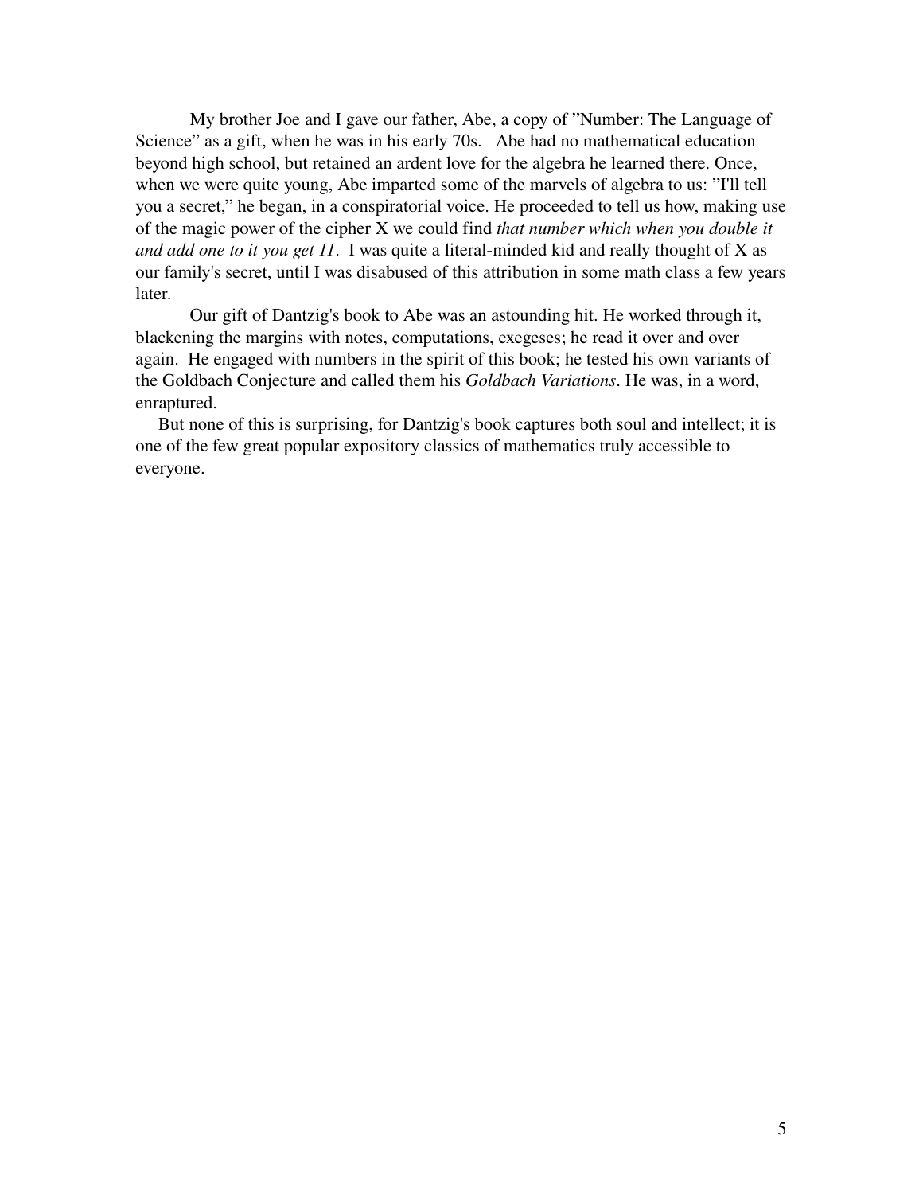My brother Joe and I gave our father, Abe, a copy of "Number: The Language of Science" as a gift, when he was in his early 70s. Abe had no mathematical education beyond high school, but retained an ardent love for the algebra he learned there. Once, when we were quite young, Abe imparted some of the marvels of algebra to us: "I'll tell you a secret," he began, in a conspiratorial voice. He proceeded to tell us how, making use of the magic power of the cipher X we could find *that number which when you double it and add one to it you get 11*. I was quite a literal-minded kid and really thought of X as our family's secret, until I was disabused of this attribution in some math class a few years later.

Our gift of Dantzig's book to Abe was an astounding hit. He worked through it, blackening the margins with notes, computations, exegeses; he read it over and over again. He engaged with numbers in the spirit of this book; he tested his own variants of the Goldbach Conjecture and called them his *Goldbach Variations*. He was, in a word, enraptured.

But none of this is surprising, for Dantzig's book captures both soul and intellect; it is one of the few great popular expository classics of mathematics truly accessible to everyone.